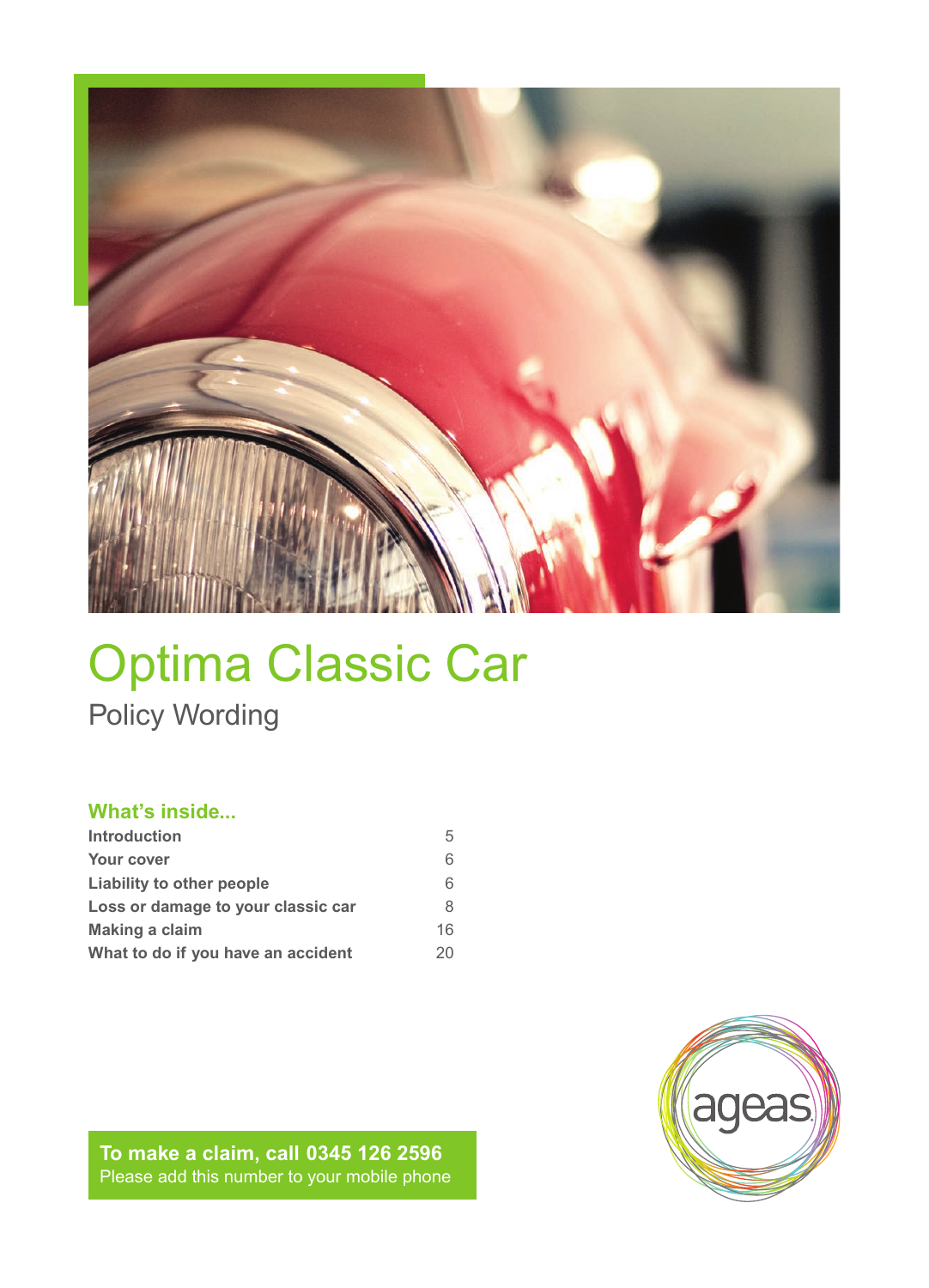# Optima Classic Car

## Policy Wording

### What's inside...

| | |
|---|---|
| **Introduction** | 5 |
| **Your cover** | 6 |
| **Liability to other people** | 6 |
| **Loss or damage to your classic car** | 8 |
| **Making a claim** | 16 |
| **What to do if you have an accident** | 20 |

**To make a claim, call 0345 126 2596**
Please add this number to your mobile phone

ageas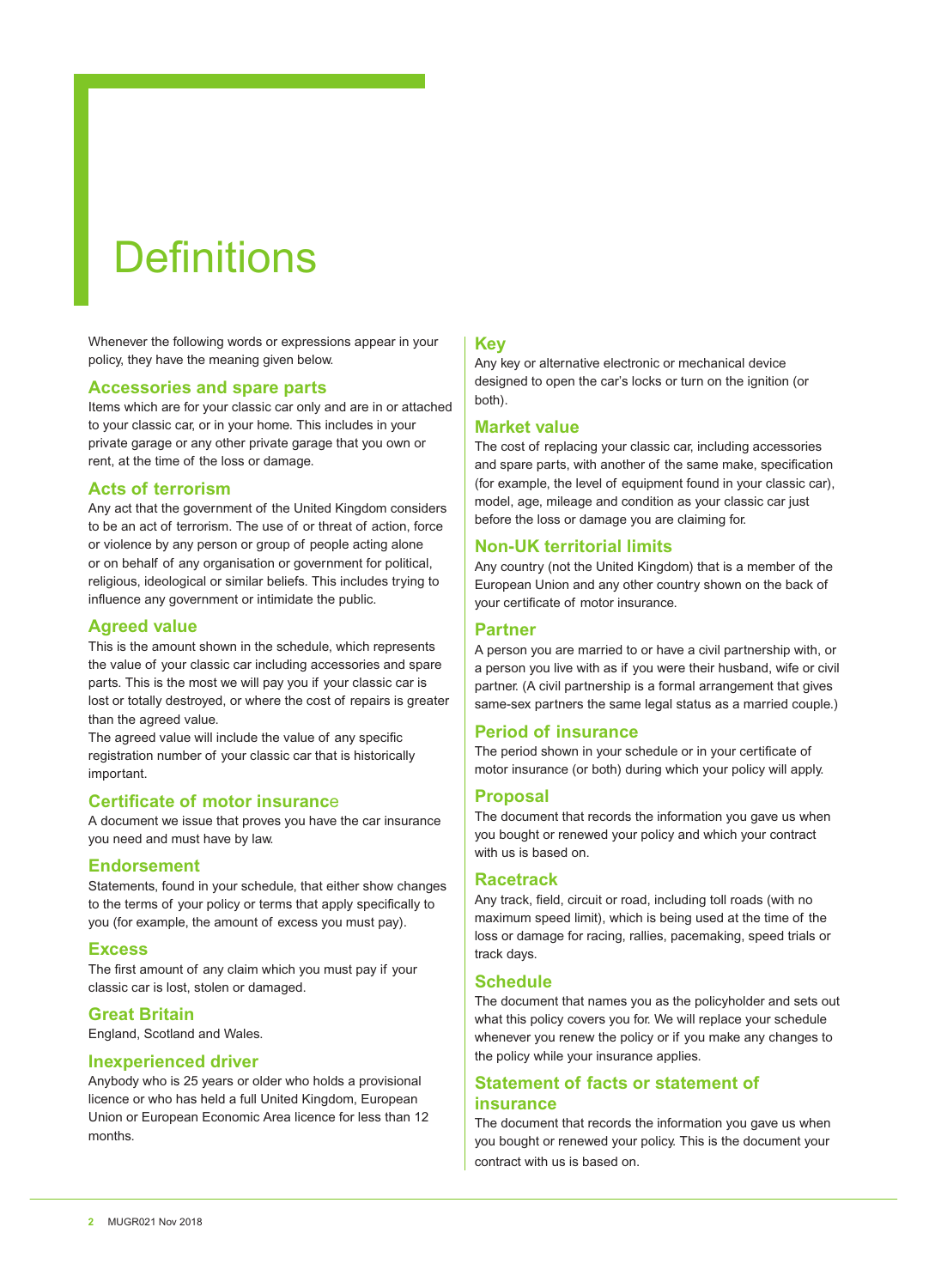# Definitions

Whenever the following words or expressions appear in your policy, they have the meaning given below.

## Accessories and spare parts

Items which are for your classic car only and are in or attached to your classic car, or in your home. This includes in your private garage or any other private garage that you own or rent, at the time of the loss or damage.

## Acts of terrorism

Any act that the government of the United Kingdom considers to be an act of terrorism. The use of or threat of action, force or violence by any person or group of people acting alone or on behalf of any organisation or government for political, religious, ideological or similar beliefs. This includes trying to influence any government or intimidate the public.

## Agreed value

This is the amount shown in the schedule, which represents the value of your classic car including accessories and spare parts. This is the most we will pay you if your classic car is lost or totally destroyed, or where the cost of repairs is greater than the agreed value.

The agreed value will include the value of any specific registration number of your classic car that is historically important.

## Certificate of motor insurance

A document we issue that proves you have the car insurance you need and must have by law.

## Endorsement

Statements, found in your schedule, that either show changes to the terms of your policy or terms that apply specifically to you (for example, the amount of excess you must pay).

## Excess

The first amount of any claim which you must pay if your classic car is lost, stolen or damaged.

## Great Britain

England, Scotland and Wales.

## Inexperienced driver

Anybody who is 25 years or older who holds a provisional licence or who has held a full United Kingdom, European Union or European Economic Area licence for less than 12 months.

## Key

Any key or alternative electronic or mechanical device designed to open the car's locks or turn on the ignition (or both).

## Market value

The cost of replacing your classic car, including accessories and spare parts, with another of the same make, specification (for example, the level of equipment found in your classic car), model, age, mileage and condition as your classic car just before the loss or damage you are claiming for.

## Non-UK territorial limits

Any country (not the United Kingdom) that is a member of the European Union and any other country shown on the back of your certificate of motor insurance.

## Partner

A person you are married to or have a civil partnership with, or a person you live with as if you were their husband, wife or civil partner. (A civil partnership is a formal arrangement that gives same-sex partners the same legal status as a married couple.)

## Period of insurance

The period shown in your schedule or in your certificate of motor insurance (or both) during which your policy will apply.

## Proposal

The document that records the information you gave us when you bought or renewed your policy and which your contract with us is based on.

## Racetrack

Any track, field, circuit or road, including toll roads (with no maximum speed limit), which is being used at the time of the loss or damage for racing, rallies, pacemaking, speed trials or track days.

## Schedule

The document that names you as the policyholder and sets out what this policy covers you for. We will replace your schedule whenever you renew the policy or if you make any changes to the policy while your insurance applies.

## Statement of facts or statement of insurance

The document that records the information you gave us when you bought or renewed your policy. This is the document your contract with us is based on.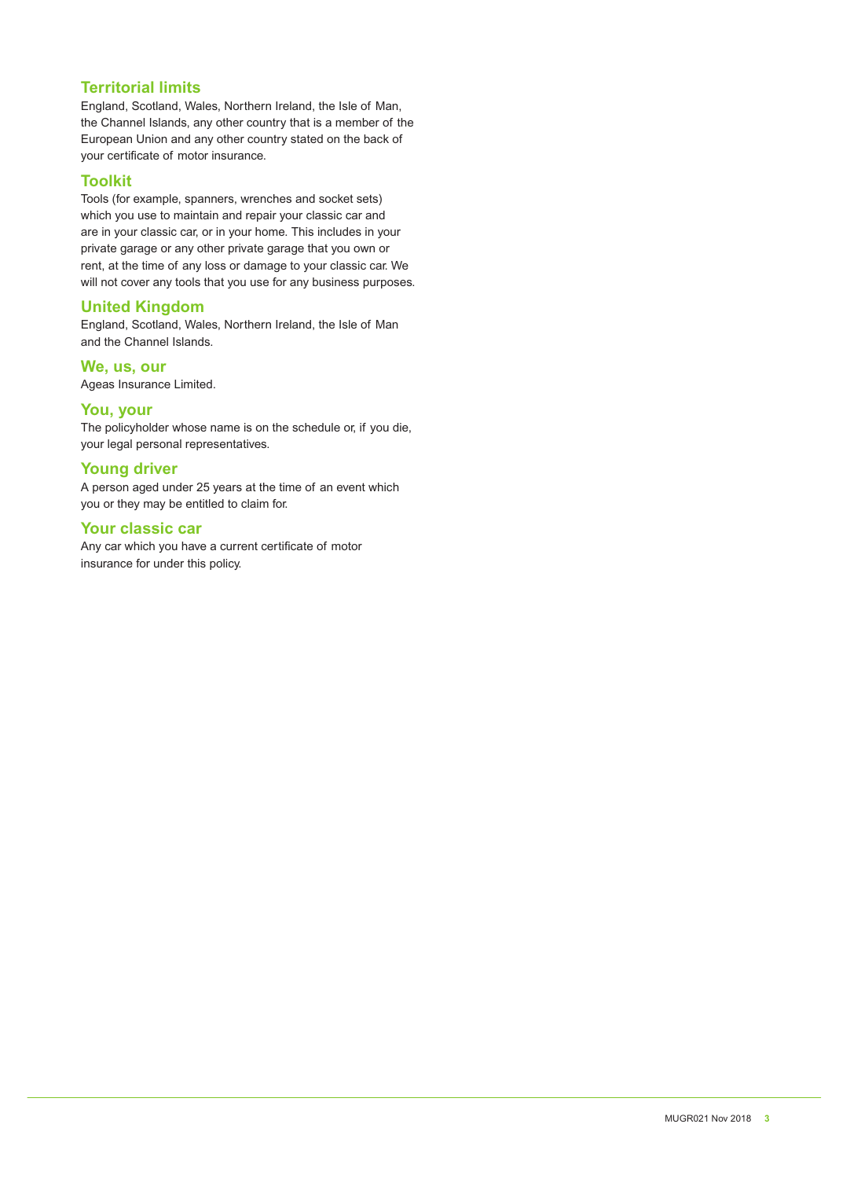### Territorial limits

England, Scotland, Wales, Northern Ireland, the Isle of Man, the Channel Islands, any other country that is a member of the European Union and any other country stated on the back of your certificate of motor insurance.

### Toolkit

Tools (for example, spanners, wrenches and socket sets) which you use to maintain and repair your classic car and are in your classic car, or in your home. This includes in your private garage or any other private garage that you own or rent, at the time of any loss or damage to your classic car. We will not cover any tools that you use for any business purposes.

### United Kingdom

England, Scotland, Wales, Northern Ireland, the Isle of Man and the Channel Islands.

### We, us, our

Ageas Insurance Limited.

### You, your

The policyholder whose name is on the schedule or, if you die, your legal personal representatives.

### Young driver

A person aged under 25 years at the time of an event which you or they may be entitled to claim for.

### Your classic car

Any car which you have a current certificate of motor insurance for under this policy.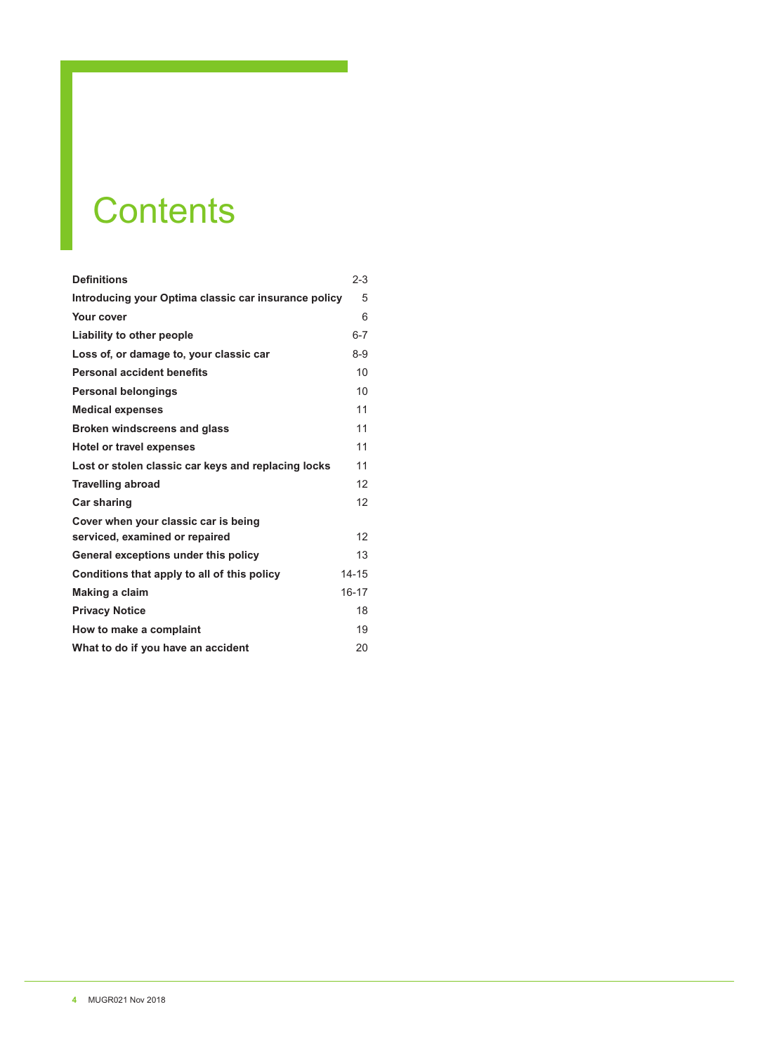# Contents

| | |
|---|---|
| **Definitions** | 2-3 |
| **Introducing your Optima classic car insurance policy** | 5 |
| **Your cover** | 6 |
| **Liability to other people** | 6-7 |
| **Loss of, or damage to, your classic car** | 8-9 |
| **Personal accident benefits** | 10 |
| **Personal belongings** | 10 |
| **Medical expenses** | 11 |
| **Broken windscreens and glass** | 11 |
| **Hotel or travel expenses** | 11 |
| **Lost or stolen classic car keys and replacing locks** | 11 |
| **Travelling abroad** | 12 |
| **Car sharing** | 12 |
| **Cover when your classic car is being serviced, examined or repaired** | 12 |
| **General exceptions under this policy** | 13 |
| **Conditions that apply to all of this policy** | 14-15 |
| **Making a claim** | 16-17 |
| **Privacy Notice** | 18 |
| **How to make a complaint** | 19 |
| **What to do if you have an accident** | 20 |

MUGR021 Nov 2018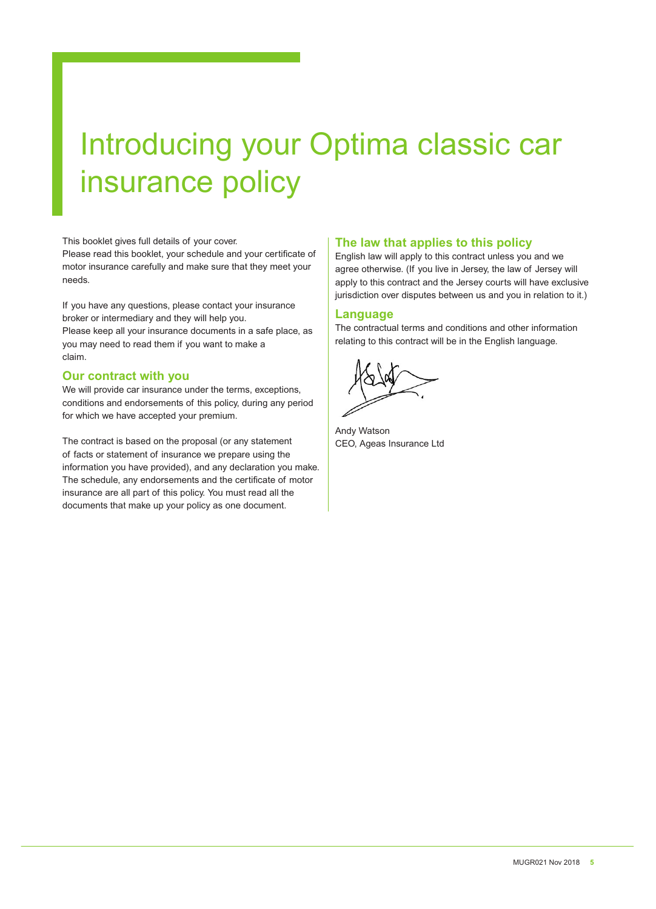# Introducing your Optima classic car insurance policy

This booklet gives full details of your cover.
Please read this booklet, your schedule and your certificate of motor insurance carefully and make sure that they meet your needs.

If you have any questions, please contact your insurance broker or intermediary and they will help you.
Please keep all your insurance documents in a safe place, as you may need to read them if you want to make a claim.

## Our contract with you

We will provide car insurance under the terms, exceptions, conditions and endorsements of this policy, during any period for which we have accepted your premium.

The contract is based on the proposal (or any statement of facts or statement of insurance we prepare using the information you have provided), and any declaration you make. The schedule, any endorsements and the certificate of motor insurance are all part of this policy. You must read all the documents that make up your policy as one document.

## The law that applies to this policy

English law will apply to this contract unless you and we agree otherwise. (If you live in Jersey, the law of Jersey will apply to this contract and the Jersey courts will have exclusive jurisdiction over disputes between us and you in relation to it.)

## Language

The contractual terms and conditions and other information relating to this contract will be in the English language.

Andy Watson
CEO, Ageas Insurance Ltd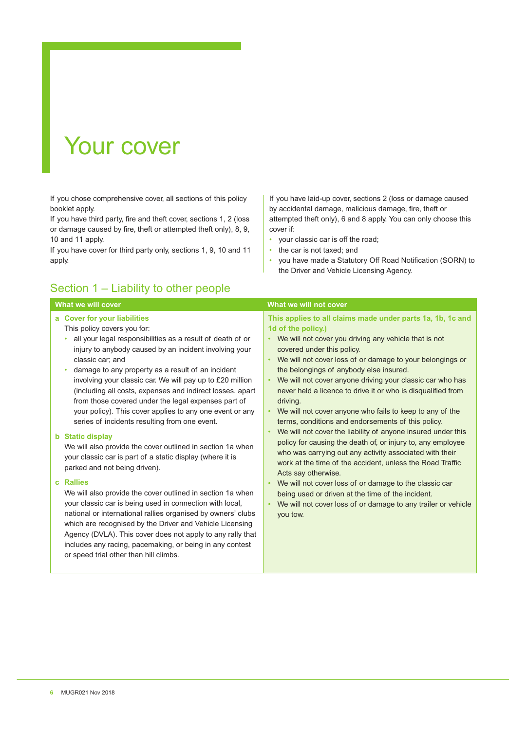# Your cover

If you chose comprehensive cover, all sections of this policy booklet apply.

If you have third party, fire and theft cover, sections 1, 2 (loss or damage caused by fire, theft or attempted theft only), 8, 9, 10 and 11 apply.

If you have cover for third party only, sections 1, 9, 10 and 11 apply.

If you have laid-up cover, sections 2 (loss or damage caused by accidental damage, malicious damage, fire, theft or attempted theft only), 6 and 8 apply. You can only choose this cover if:

- your classic car is off the road;
- the car is not taxed; and
- you have made a Statutory Off Road Notification (SORN) to the Driver and Vehicle Licensing Agency.

## Section 1 – Liability to other people

| What we will cover | What we will not cover |
|---|---|
| **a Cover for your liabilities**<br>This policy covers you for:<br>• all your legal responsibilities as a result of death of or injury to anybody caused by an incident involving your classic car; and<br>• damage to any property as a result of an incident involving your classic car. We will pay up to £20 million (including all costs, expenses and indirect losses, apart from those covered under the legal expenses part of your policy). This cover applies to any one event or any series of incidents resulting from one event.<br><br>**b Static display**<br>We will also provide the cover outlined in section 1a when your classic car is part of a static display (where it is parked and not being driven).<br><br>**c Rallies**<br>We will also provide the cover outlined in section 1a when your classic car is being used in connection with local, national or international rallies organised by owners' clubs which are recognised by the Driver and Vehicle Licensing Agency (DVLA). This cover does not apply to any rally that includes any racing, pacemaking, or being in any contest or speed trial other than hill climbs. | **This applies to all claims made under parts 1a, 1b, 1c and 1d of the policy.)**<br>• We will not cover you driving any vehicle that is not covered under this policy.<br>• We will not cover loss of or damage to your belongings or the belongings of anybody else insured.<br>• We will not cover anyone driving your classic car who has never held a licence to drive it or who is disqualified from driving.<br>• We will not cover anyone who fails to keep to any of the terms, conditions and endorsements of this policy.<br>• We will not cover the liability of anyone insured under this policy for causing the death of, or injury to, any employee who was carrying out any activity associated with their work at the time of the accident, unless the Road Traffic Acts say otherwise.<br>• We will not cover loss of or damage to the classic car being used or driven at the time of the incident.<br>• We will not cover loss of or damage to any trailer or vehicle you tow. |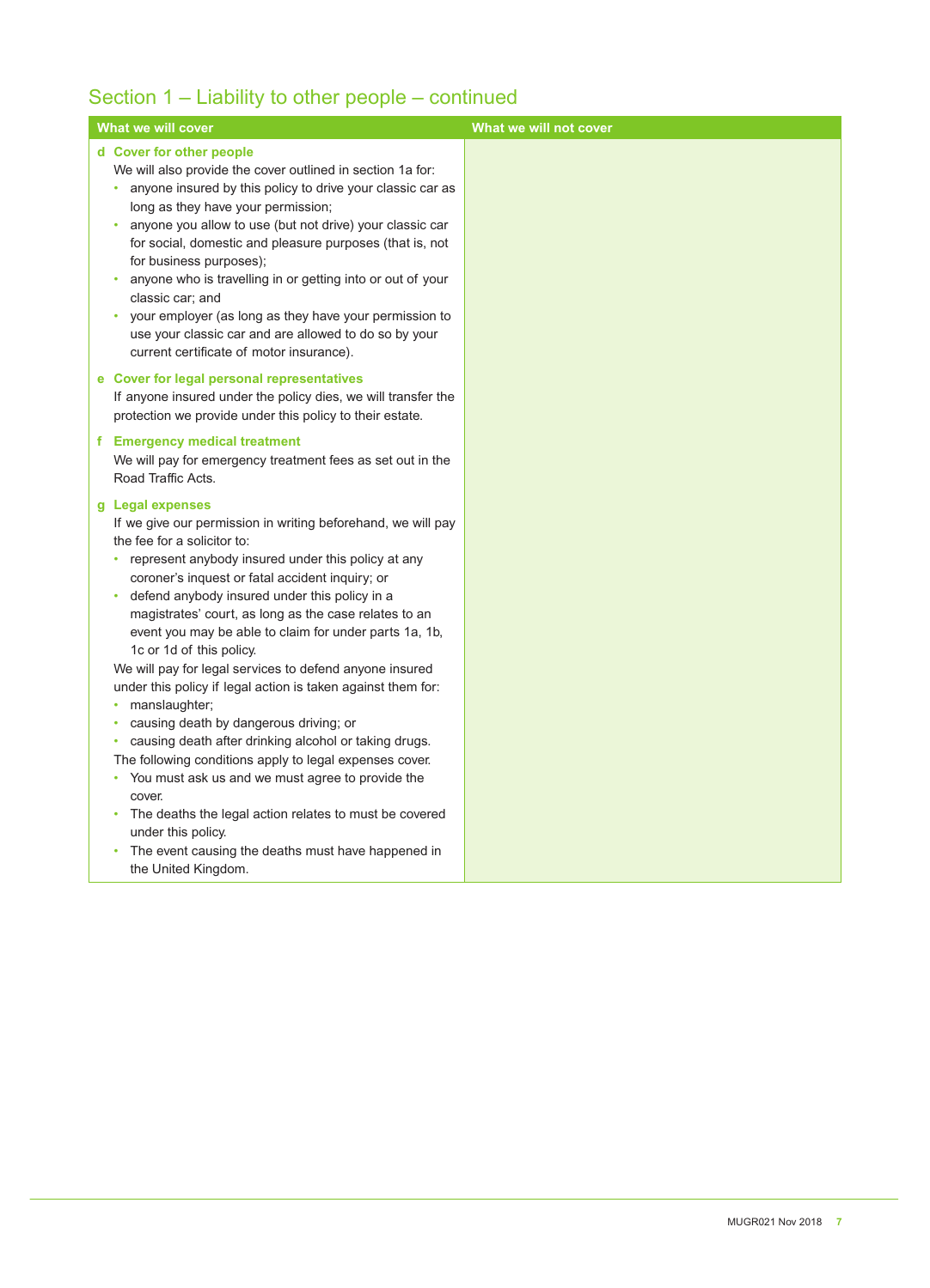## Section 1 – Liability to other people – continued

| What we will cover | What we will not cover |
|---|---|
| **d Cover for other people**<br>We will also provide the cover outlined in section 1a for:<br>• anyone insured by this policy to drive your classic car as long as they have your permission;<br>• anyone you allow to use (but not drive) your classic car for social, domestic and pleasure purposes (that is, not for business purposes);<br>• anyone who is travelling in or getting into or out of your classic car; and<br>• your employer (as long as they have your permission to use your classic car and are allowed to do so by your current certificate of motor insurance).<br><br>**e Cover for legal personal representatives**<br>If anyone insured under the policy dies, we will transfer the protection we provide under this policy to their estate.<br><br>**f Emergency medical treatment**<br>We will pay for emergency treatment fees as set out in the Road Traffic Acts.<br><br>**g Legal expenses**<br>If we give our permission in writing beforehand, we will pay the fee for a solicitor to:<br>• represent anybody insured under this policy at any coroner's inquest or fatal accident inquiry; or<br>• defend anybody insured under this policy in a magistrates' court, as long as the case relates to an event you may be able to claim for under parts 1a, 1b, 1c or 1d of this policy.<br>We will pay for legal services to defend anyone insured under this policy if legal action is taken against them for:<br>• manslaughter;<br>• causing death by dangerous driving; or<br>• causing death after drinking alcohol or taking drugs.<br>The following conditions apply to legal expenses cover.<br>• You must ask us and we must agree to provide the cover.<br>• The deaths the legal action relates to must be covered under this policy.<br>• The event causing the deaths must have happened in the United Kingdom. | |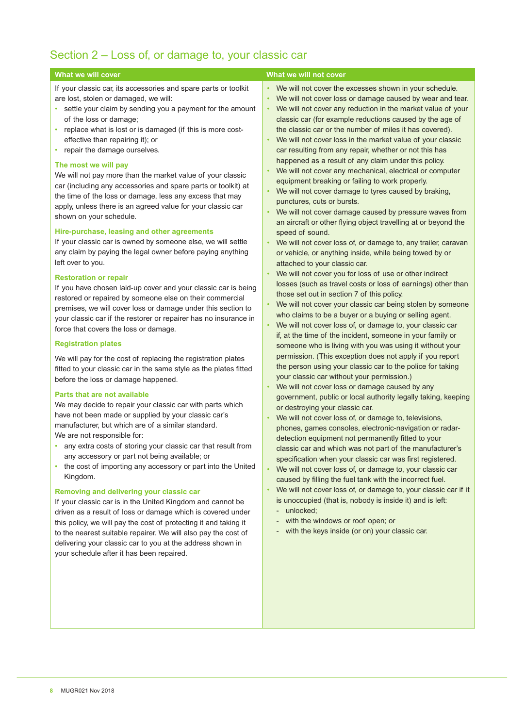## Section 2 – Loss of, or damage to, your classic car

### What we will cover

If your classic car, its accessories and spare parts or toolkit are lost, stolen or damaged, we will:

- settle your claim by sending you a payment for the amount of the loss or damage;
- replace what is lost or is damaged (if this is more cost-effective than repairing it); or
- repair the damage ourselves.

#### The most we will pay

We will not pay more than the market value of your classic car (including any accessories and spare parts or toolkit) at the time of the loss or damage, less any excess that may apply, unless there is an agreed value for your classic car shown on your schedule.

#### Hire-purchase, leasing and other agreements

If your classic car is owned by someone else, we will settle any claim by paying the legal owner before paying anything left over to you.

#### Restoration or repair

If you have chosen laid-up cover and your classic car is being restored or repaired by someone else on their commercial premises, we will cover loss or damage under this section to your classic car if the restorer or repairer has no insurance in force that covers the loss or damage.

#### Registration plates

We will pay for the cost of replacing the registration plates fitted to your classic car in the same style as the plates fitted before the loss or damage happened.

#### Parts that are not available

We may decide to repair your classic car with parts which have not been made or supplied by your classic car's manufacturer, but which are of a similar standard.
We are not responsible for:

- any extra costs of storing your classic car that result from any accessory or part not being available; or
- the cost of importing any accessory or part into the United Kingdom.

#### Removing and delivering your classic car

If your classic car is in the United Kingdom and cannot be driven as a result of loss or damage which is covered under this policy, we will pay the cost of protecting it and taking it to the nearest suitable repairer. We will also pay the cost of delivering your classic car to you at the address shown in your schedule after it has been repaired.

### What we will not cover

- We will not cover the excesses shown in your schedule.
- We will not cover loss or damage caused by wear and tear.
- We will not cover any reduction in the market value of your classic car (for example reductions caused by the age of the classic car or the number of miles it has covered).
- We will not cover loss in the market value of your classic car resulting from any repair, whether or not this has happened as a result of any claim under this policy.
- We will not cover any mechanical, electrical or computer equipment breaking or failing to work properly.
- We will not cover damage to tyres caused by braking, punctures, cuts or bursts.
- We will not cover damage caused by pressure waves from an aircraft or other flying object travelling at or beyond the speed of sound.
- We will not cover loss of, or damage to, any trailer, caravan or vehicle, or anything inside, while being towed by or attached to your classic car.
- We will not cover you for loss of use or other indirect losses (such as travel costs or loss of earnings) other than those set out in section 7 of this policy.
- We will not cover your classic car being stolen by someone who claims to be a buyer or a buying agent.
- We will not cover loss of, or damage to, your classic car if, at the time of the incident, someone in your family or someone who is living with you was using it without your permission. (This exception does not apply if you report the person using your classic car to the police for taking your classic car without your permission.)
- We will not cover loss or damage caused by any government, public or local authority legally taking, keeping or destroying your classic car.
- We will not cover loss of, or damage to, televisions, phones, games consoles, electronic-navigation or radar-detection equipment not permanently fitted to your classic car and which was not part of the manufacturer's specification when your classic car was first registered.
- We will not cover loss of, or damage to, your classic car caused by filling the fuel tank with the incorrect fuel.
- We will not cover loss of, or damage to, your classic car if it is unoccupied (that is, nobody is inside it) and is left:
  - unlocked;
  - with the windows or roof open; or
  - with the keys inside (or on) your classic car.

MUGR021 Nov 2018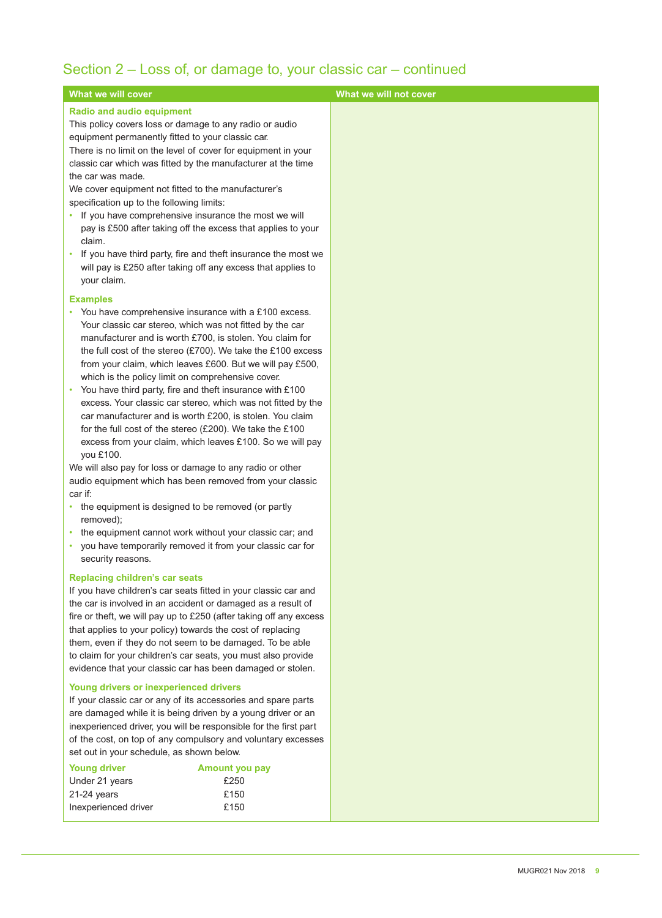## Section 2 – Loss of, or damage to, your classic car – continued

| What we will cover | What we will not cover |
|---|---|
| | |

### Radio and audio equipment

This policy covers loss or damage to any radio or audio equipment permanently fitted to your classic car.

There is no limit on the level of cover for equipment in your classic car which was fitted by the manufacturer at the time the car was made.

We cover equipment not fitted to the manufacturer's specification up to the following limits:

- If you have comprehensive insurance the most we will pay is £500 after taking off the excess that applies to your claim.
- If you have third party, fire and theft insurance the most we will pay is £250 after taking off any excess that applies to your claim.

### Examples

- You have comprehensive insurance with a £100 excess. Your classic car stereo, which was not fitted by the car manufacturer and is worth £700, is stolen. You claim for the full cost of the stereo (£700). We take the £100 excess from your claim, which leaves £600. But we will pay £500, which is the policy limit on comprehensive cover.
- You have third party, fire and theft insurance with £100 excess. Your classic car stereo, which was not fitted by the car manufacturer and is worth £200, is stolen. You claim for the full cost of the stereo (£200). We take the £100 excess from your claim, which leaves £100. So we will pay you £100.

We will also pay for loss or damage to any radio or other audio equipment which has been removed from your classic car if:

- the equipment is designed to be removed (or partly removed);
- the equipment cannot work without your classic car; and
- you have temporarily removed it from your classic car for security reasons.

### Replacing children's car seats

If you have children's car seats fitted in your classic car and the car is involved in an accident or damaged as a result of fire or theft, we will pay up to £250 (after taking off any excess that applies to your policy) towards the cost of replacing them, even if they do not seem to be damaged. To be able to claim for your children's car seats, you must also provide evidence that your classic car has been damaged or stolen.

### Young drivers or inexperienced drivers

If your classic car or any of its accessories and spare parts are damaged while it is being driven by a young driver or an inexperienced driver, you will be responsible for the first part of the cost, on top of any compulsory and voluntary excesses set out in your schedule, as shown below.

| Young driver | Amount you pay |
|---|---|
| Under 21 years | £250 |
| 21-24 years | £150 |
| Inexperienced driver | £150 |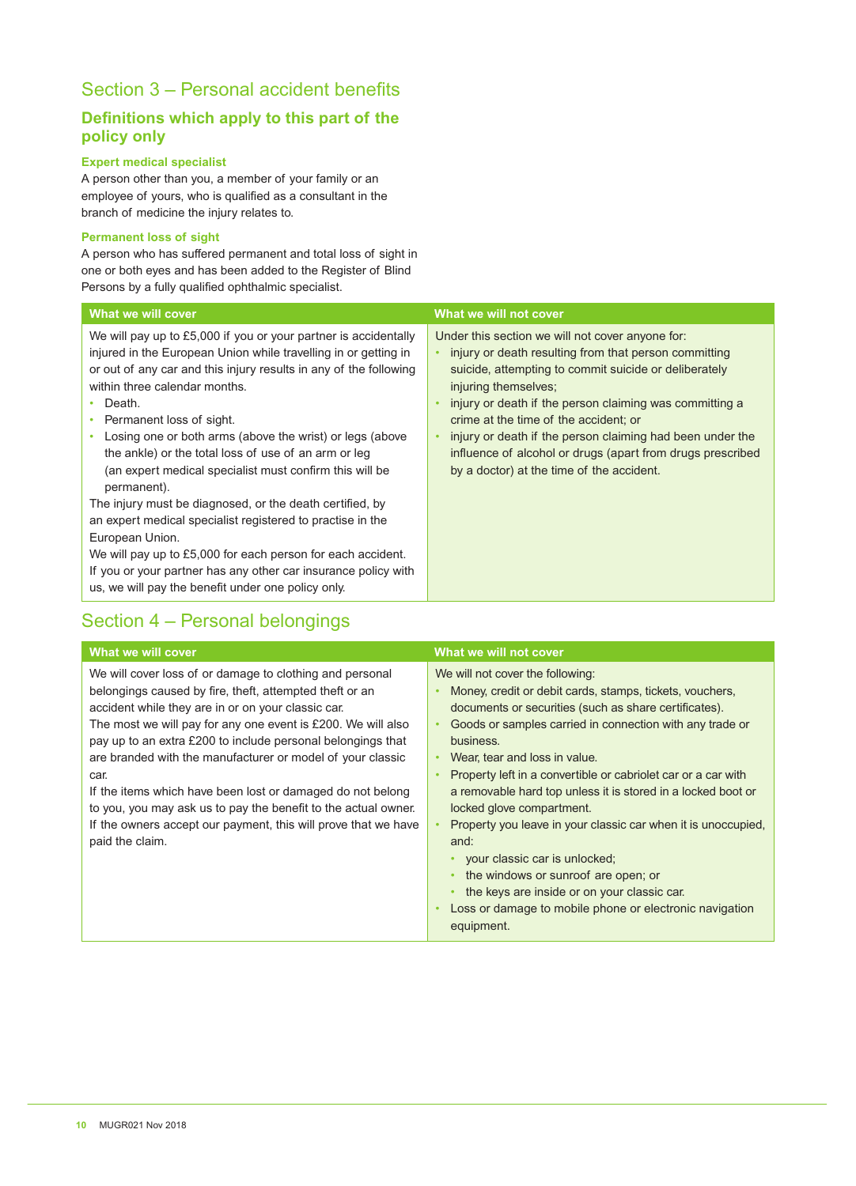## Section 3 – Personal accident benefits

### Definitions which apply to this part of the policy only

**Expert medical specialist**

A person other than you, a member of your family or an employee of yours, who is qualified as a consultant in the branch of medicine the injury relates to.

**Permanent loss of sight**

A person who has suffered permanent and total loss of sight in one or both eyes and has been added to the Register of Blind Persons by a fully qualified ophthalmic specialist.

| What we will cover | What we will not cover |
|---|---|
| We will pay up to £5,000 if you or your partner is accidentally injured in the European Union while travelling in or getting in or out of any car and this injury results in any of the following within three calendar months.<br>• Death.<br>• Permanent loss of sight.<br>• Losing one or both arms (above the wrist) or legs (above the ankle) or the total loss of use of an arm or leg (an expert medical specialist must confirm this will be permanent).<br>The injury must be diagnosed, or the death certified, by an expert medical specialist registered to practise in the European Union.<br>We will pay up to £5,000 for each person for each accident.<br>If you or your partner has any other car insurance policy with us, we will pay the benefit under one policy only. | Under this section we will not cover anyone for:<br>• injury or death resulting from that person committing suicide, attempting to commit suicide or deliberately injuring themselves;<br>• injury or death if the person claiming was committing a crime at the time of the accident; or<br>• injury or death if the person claiming had been under the influence of alcohol or drugs (apart from drugs prescribed by a doctor) at the time of the accident. |

## Section 4 – Personal belongings

| What we will cover | What we will not cover |
|---|---|
| We will cover loss of or damage to clothing and personal belongings caused by fire, theft, attempted theft or an accident while they are in or on your classic car.<br>The most we will pay for any one event is £200. We will also pay up to an extra £200 to include personal belongings that are branded with the manufacturer or model of your classic car.<br>If the items which have been lost or damaged do not belong to you, you may ask us to pay the benefit to the actual owner. If the owners accept our payment, this will prove that we have paid the claim. | We will not cover the following:<br>• Money, credit or debit cards, stamps, tickets, vouchers, documents or securities (such as share certificates).<br>• Goods or samples carried in connection with any trade or business.<br>• Wear, tear and loss in value.<br>• Property left in a convertible or cabriolet car or a car with a removable hard top unless it is stored in a locked boot or locked glove compartment.<br>• Property you leave in your classic car when it is unoccupied, and:<br>&nbsp;&nbsp;• your classic car is unlocked;<br>&nbsp;&nbsp;• the windows or sunroof are open; or<br>&nbsp;&nbsp;• the keys are inside or on your classic car.<br>• Loss or damage to mobile phone or electronic navigation equipment. |

MUGR021 Nov 2018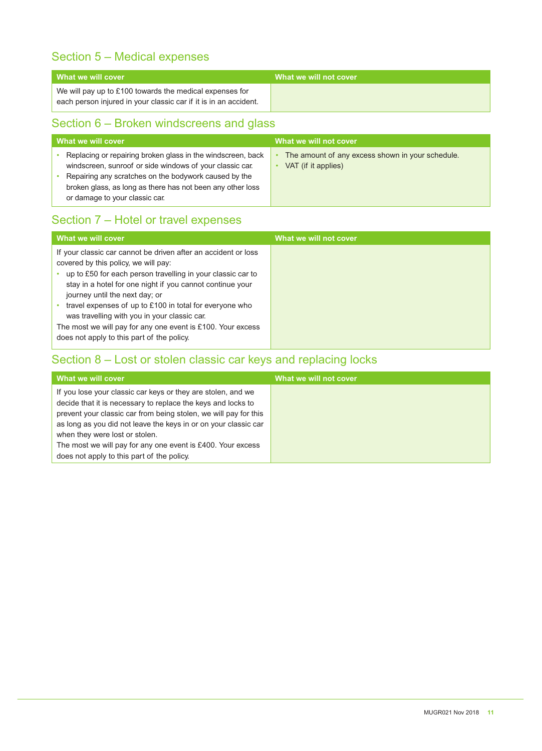## Section 5 – Medical expenses

| What we will cover | What we will not cover |
| --- | --- |
| We will pay up to £100 towards the medical expenses for each person injured in your classic car if it is in an accident. | |

## Section 6 – Broken windscreens and glass

| What we will cover | What we will not cover |
| --- | --- |
| • Replacing or repairing broken glass in the windscreen, back windscreen, sunroof or side windows of your classic car.<br>• Repairing any scratches on the bodywork caused by the broken glass, as long as there has not been any other loss or damage to your classic car. | • The amount of any excess shown in your schedule.<br>• VAT (if it applies) |

## Section 7 – Hotel or travel expenses

| What we will cover | What we will not cover |
| --- | --- |
| If your classic car cannot be driven after an accident or loss covered by this policy, we will pay:<br>• up to £50 for each person travelling in your classic car to stay in a hotel for one night if you cannot continue your journey until the next day; or<br>• travel expenses of up to £100 in total for everyone who was travelling with you in your classic car.<br>The most we will pay for any one event is £100. Your excess does not apply to this part of the policy. | |

## Section 8 – Lost or stolen classic car keys and replacing locks

| What we will cover | What we will not cover |
| --- | --- |
| If you lose your classic car keys or they are stolen, and we decide that it is necessary to replace the keys and locks to prevent your classic car from being stolen, we will pay for this as long as you did not leave the keys in or on your classic car when they were lost or stolen.<br>The most we will pay for any one event is £400. Your excess does not apply to this part of the policy. | |

MUGR021 Nov 2018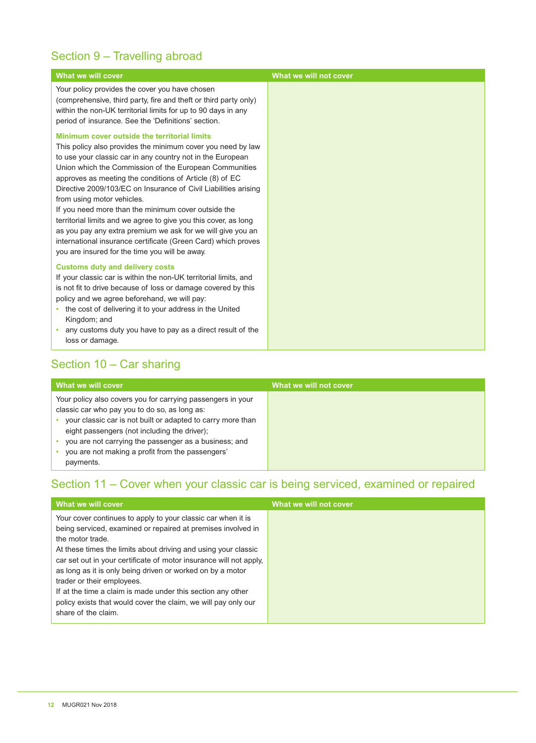## Section 9 – Travelling abroad

| What we will cover | What we will not cover |
|---|---|
| Your policy provides the cover you have chosen (comprehensive, third party, fire and theft or third party only) within the non-UK territorial limits for up to 90 days in any period of insurance. See the 'Definitions' section.<br><br>**Minimum cover outside the territorial limits**<br>This policy also provides the minimum cover you need by law to use your classic car in any country not in the European Union which the Commission of the European Communities approves as meeting the conditions of Article (8) of EC Directive 2009/103/EC on Insurance of Civil Liabilities arising from using motor vehicles.<br>If you need more than the minimum cover outside the territorial limits and we agree to give you this cover, as long as you pay any extra premium we ask for we will give you an international insurance certificate (Green Card) which proves you are insured for the time you will be away.<br><br>**Customs duty and delivery costs**<br>If your classic car is within the non-UK territorial limits, and is not fit to drive because of loss or damage covered by this policy and we agree beforehand, we will pay:<br>• the cost of delivering it to your address in the United Kingdom; and<br>• any customs duty you have to pay as a direct result of the loss or damage. | |

## Section 10 – Car sharing

| What we will cover | What we will not cover |
|---|---|
| Your policy also covers you for carrying passengers in your classic car who pay you to do so, as long as:<br>• your classic car is not built or adapted to carry more than eight passengers (not including the driver);<br>• you are not carrying the passenger as a business; and<br>• you are not making a profit from the passengers' payments. | |

## Section 11 – Cover when your classic car is being serviced, examined or repaired

| What we will cover | What we will not cover |
|---|---|
| Your cover continues to apply to your classic car when it is being serviced, examined or repaired at premises involved in the motor trade.<br>At these times the limits about driving and using your classic car set out in your certificate of motor insurance will not apply, as long as it is only being driven or worked on by a motor trader or their employees.<br>If at the time a claim is made under this section any other policy exists that would cover the claim, we will pay only our share of the claim. | |

MUGR021 Nov 2018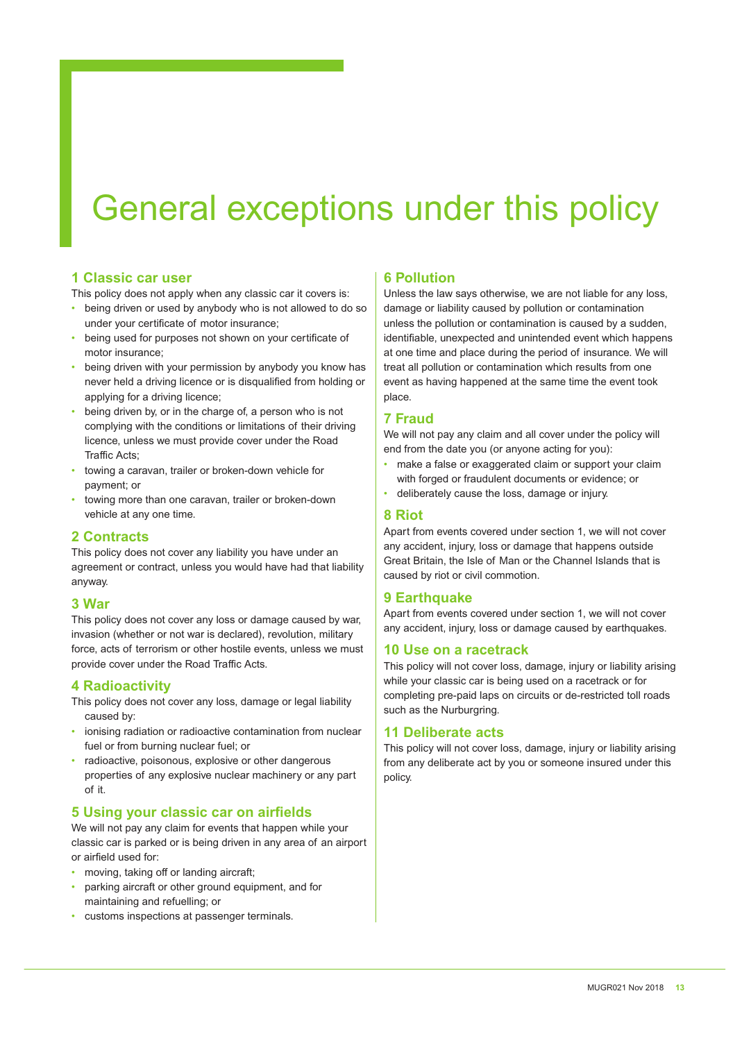# General exceptions under this policy

## 1 Classic car user

This policy does not apply when any classic car it covers is:

- being driven or used by anybody who is not allowed to do so under your certificate of motor insurance;
- being used for purposes not shown on your certificate of motor insurance;
- being driven with your permission by anybody you know has never held a driving licence or is disqualified from holding or applying for a driving licence;
- being driven by, or in the charge of, a person who is not complying with the conditions or limitations of their driving licence, unless we must provide cover under the Road Traffic Acts;
- towing a caravan, trailer or broken-down vehicle for payment; or
- towing more than one caravan, trailer or broken-down vehicle at any one time.

## 2 Contracts

This policy does not cover any liability you have under an agreement or contract, unless you would have had that liability anyway.

## 3 War

This policy does not cover any loss or damage caused by war, invasion (whether or not war is declared), revolution, military force, acts of terrorism or other hostile events, unless we must provide cover under the Road Traffic Acts.

## 4 Radioactivity

This policy does not cover any loss, damage or legal liability caused by:

- ionising radiation or radioactive contamination from nuclear fuel or from burning nuclear fuel; or
- radioactive, poisonous, explosive or other dangerous properties of any explosive nuclear machinery or any part of it.

## 5 Using your classic car on airfields

We will not pay any claim for events that happen while your classic car is parked or is being driven in any area of an airport or airfield used for:

- moving, taking off or landing aircraft;
- parking aircraft or other ground equipment, and for maintaining and refuelling; or
- customs inspections at passenger terminals.

## 6 Pollution

Unless the law says otherwise, we are not liable for any loss, damage or liability caused by pollution or contamination unless the pollution or contamination is caused by a sudden, identifiable, unexpected and unintended event which happens at one time and place during the period of insurance. We will treat all pollution or contamination which results from one event as having happened at the same time the event took place.

## 7 Fraud

We will not pay any claim and all cover under the policy will end from the date you (or anyone acting for you):

- make a false or exaggerated claim or support your claim with forged or fraudulent documents or evidence; or
- deliberately cause the loss, damage or injury.

## 8 Riot

Apart from events covered under section 1, we will not cover any accident, injury, loss or damage that happens outside Great Britain, the Isle of Man or the Channel Islands that is caused by riot or civil commotion.

## 9 Earthquake

Apart from events covered under section 1, we will not cover any accident, injury, loss or damage caused by earthquakes.

## 10 Use on a racetrack

This policy will not cover loss, damage, injury or liability arising while your classic car is being used on a racetrack or for completing pre-paid laps on circuits or de-restricted toll roads such as the Nurburgring.

## 11 Deliberate acts

This policy will not cover loss, damage, injury or liability arising from any deliberate act by you or someone insured under this policy.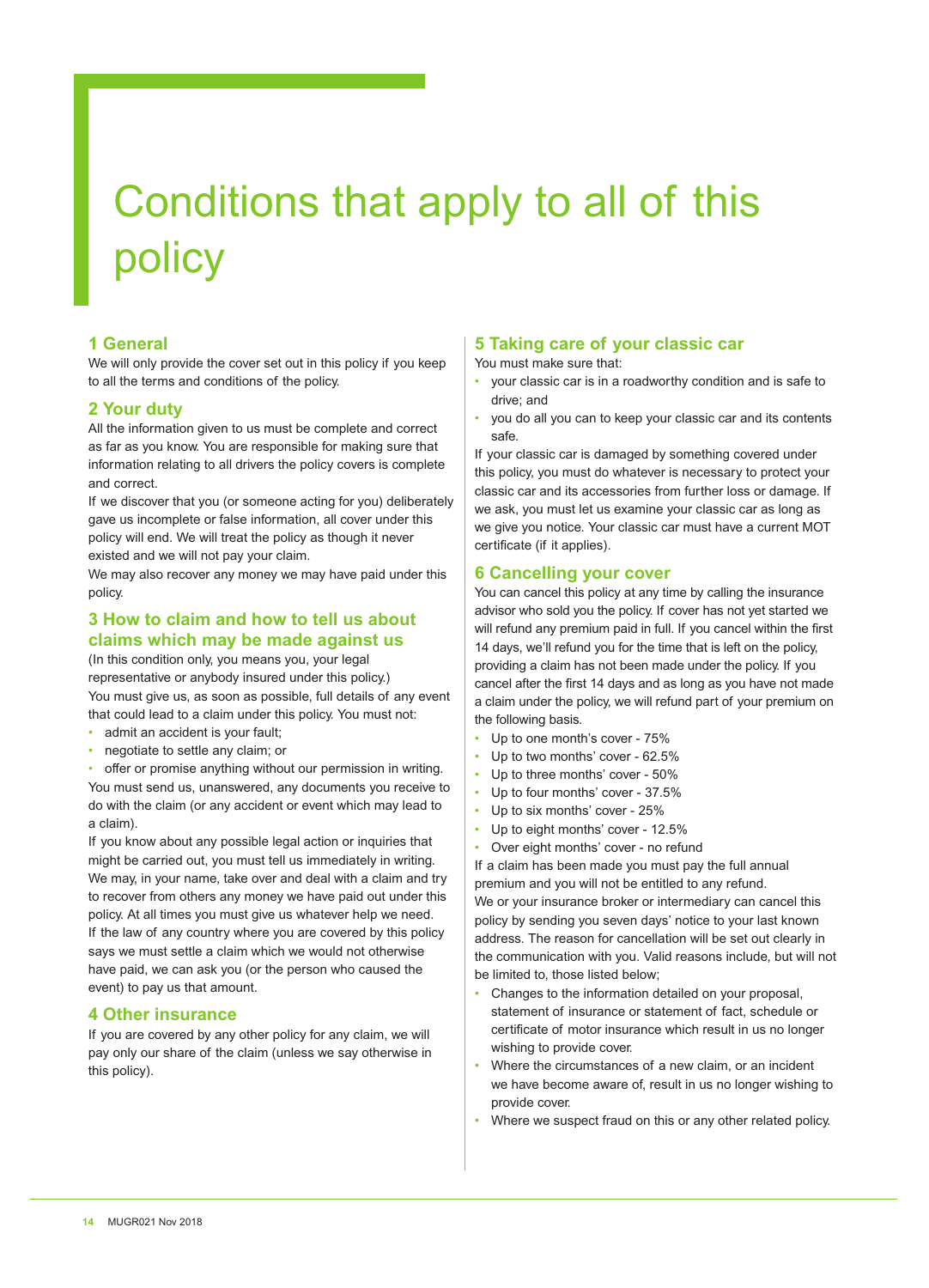# Conditions that apply to all of this policy

## 1 General

We will only provide the cover set out in this policy if you keep to all the terms and conditions of the policy.

## 2 Your duty

All the information given to us must be complete and correct as far as you know. You are responsible for making sure that information relating to all drivers the policy covers is complete and correct.

If we discover that you (or someone acting for you) deliberately gave us incomplete or false information, all cover under this policy will end. We will treat the policy as though it never existed and we will not pay your claim.

We may also recover any money we may have paid under this policy.

## 3 How to claim and how to tell us about claims which may be made against us

(In this condition only, you means you, your legal representative or anybody insured under this policy.)

You must give us, as soon as possible, full details of any event that could lead to a claim under this policy. You must not:

- admit an accident is your fault;
- negotiate to settle any claim; or
- offer or promise anything without our permission in writing.

You must send us, unanswered, any documents you receive to do with the claim (or any accident or event which may lead to a claim).

If you know about any possible legal action or inquiries that might be carried out, you must tell us immediately in writing.

We may, in your name, take over and deal with a claim and try to recover from others any money we have paid out under this policy. At all times you must give us whatever help we need.

If the law of any country where you are covered by this policy says we must settle a claim which we would not otherwise have paid, we can ask you (or the person who caused the event) to pay us that amount.

## 4 Other insurance

If you are covered by any other policy for any claim, we will pay only our share of the claim (unless we say otherwise in this policy).

## 5 Taking care of your classic car

You must make sure that:

- your classic car is in a roadworthy condition and is safe to drive; and
- you do all you can to keep your classic car and its contents safe.

If your classic car is damaged by something covered under this policy, you must do whatever is necessary to protect your classic car and its accessories from further loss or damage. If we ask, you must let us examine your classic car as long as we give you notice. Your classic car must have a current MOT certificate (if it applies).

## 6 Cancelling your cover

You can cancel this policy at any time by calling the insurance advisor who sold you the policy. If cover has not yet started we will refund any premium paid in full. If you cancel within the first 14 days, we'll refund you for the time that is left on the policy, providing a claim has not been made under the policy. If you cancel after the first 14 days and as long as you have not made a claim under the policy, we will refund part of your premium on the following basis.

- Up to one month's cover - 75%
- Up to two months' cover - 62.5%
- Up to three months' cover - 50%
- Up to four months' cover - 37.5%
- Up to six months' cover - 25%
- Up to eight months' cover - 12.5%
- Over eight months' cover - no refund

If a claim has been made you must pay the full annual premium and you will not be entitled to any refund.

We or your insurance broker or intermediary can cancel this policy by sending you seven days' notice to your last known address. The reason for cancellation will be set out clearly in the communication with you. Valid reasons include, but will not be limited to, those listed below;

- Changes to the information detailed on your proposal, statement of insurance or statement of fact, schedule or certificate of motor insurance which result in us no longer wishing to provide cover.
- Where the circumstances of a new claim, or an incident we have become aware of, result in us no longer wishing to provide cover.
- Where we suspect fraud on this or any other related policy.

MUGR021 Nov 2018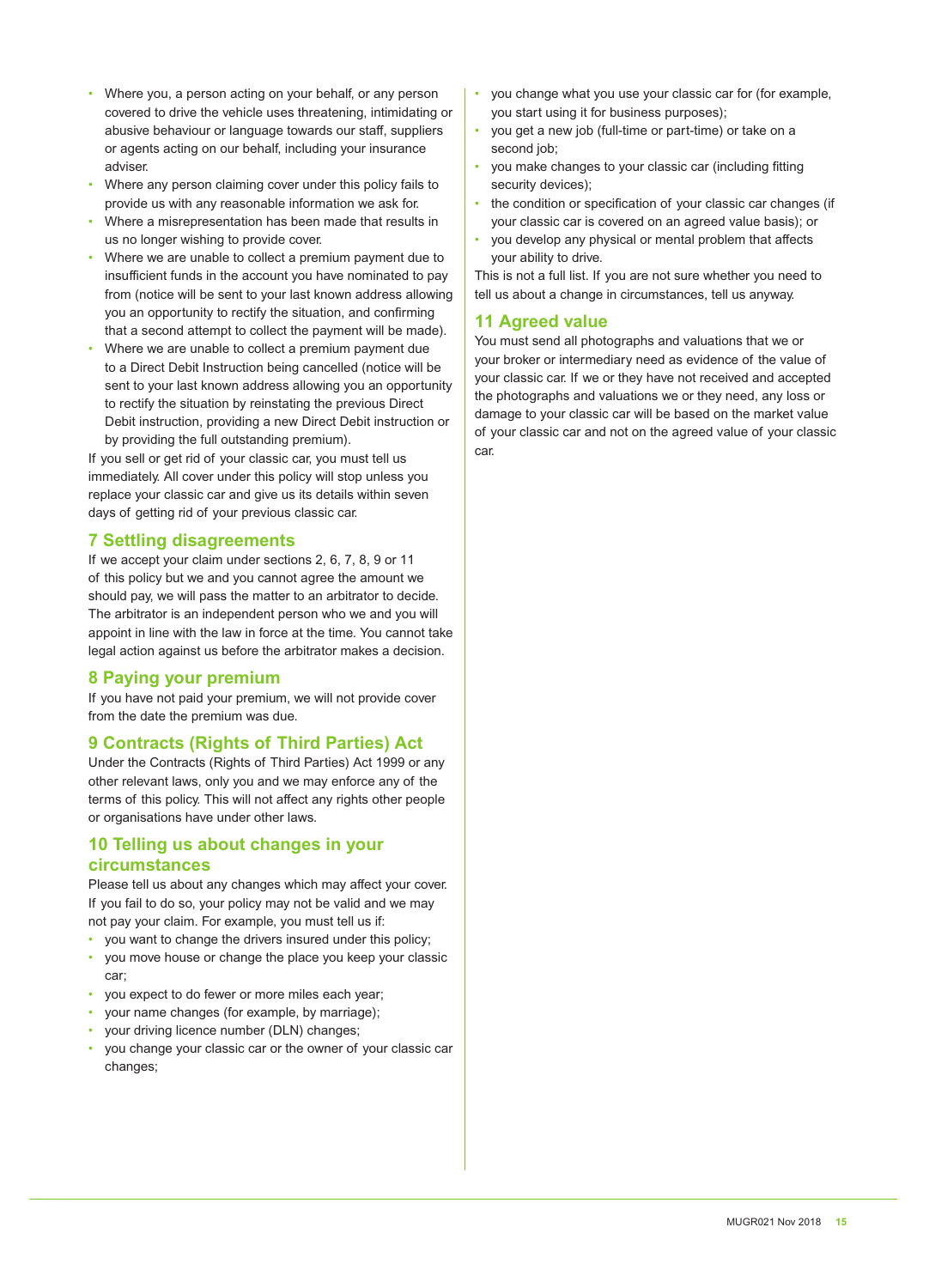- Where you, a person acting on your behalf, or any person covered to drive the vehicle uses threatening, intimidating or abusive behaviour or language towards our staff, suppliers or agents acting on our behalf, including your insurance adviser.
- Where any person claiming cover under this policy fails to provide us with any reasonable information we ask for.
- Where a misrepresentation has been made that results in us no longer wishing to provide cover.
- Where we are unable to collect a premium payment due to insufficient funds in the account you have nominated to pay from (notice will be sent to your last known address allowing you an opportunity to rectify the situation, and confirming that a second attempt to collect the payment will be made).
- Where we are unable to collect a premium payment due to a Direct Debit Instruction being cancelled (notice will be sent to your last known address allowing you an opportunity to rectify the situation by reinstating the previous Direct Debit instruction, providing a new Direct Debit instruction or by providing the full outstanding premium).

If you sell or get rid of your classic car, you must tell us immediately. All cover under this policy will stop unless you replace your classic car and give us its details within seven days of getting rid of your previous classic car.

## 7 Settling disagreements

If we accept your claim under sections 2, 6, 7, 8, 9 or 11 of this policy but we and you cannot agree the amount we should pay, we will pass the matter to an arbitrator to decide. The arbitrator is an independent person who we and you will appoint in line with the law in force at the time. You cannot take legal action against us before the arbitrator makes a decision.

## 8 Paying your premium

If you have not paid your premium, we will not provide cover from the date the premium was due.

## 9 Contracts (Rights of Third Parties) Act

Under the Contracts (Rights of Third Parties) Act 1999 or any other relevant laws, only you and we may enforce any of the terms of this policy. This will not affect any rights other people or organisations have under other laws.

## 10 Telling us about changes in your circumstances

Please tell us about any changes which may affect your cover. If you fail to do so, your policy may not be valid and we may not pay your claim. For example, you must tell us if:

- you want to change the drivers insured under this policy;
- you move house or change the place you keep your classic car;
- you expect to do fewer or more miles each year;
- your name changes (for example, by marriage);
- your driving licence number (DLN) changes;
- you change your classic car or the owner of your classic car changes;
- you change what you use your classic car for (for example, you start using it for business purposes);
- you get a new job (full-time or part-time) or take on a second job;
- you make changes to your classic car (including fitting security devices);
- the condition or specification of your classic car changes (if your classic car is covered on an agreed value basis); or
- you develop any physical or mental problem that affects your ability to drive.

This is not a full list. If you are not sure whether you need to tell us about a change in circumstances, tell us anyway.

## 11 Agreed value

You must send all photographs and valuations that we or your broker or intermediary need as evidence of the value of your classic car. If we or they have not received and accepted the photographs and valuations we or they need, any loss or damage to your classic car will be based on the market value of your classic car and not on the agreed value of your classic car.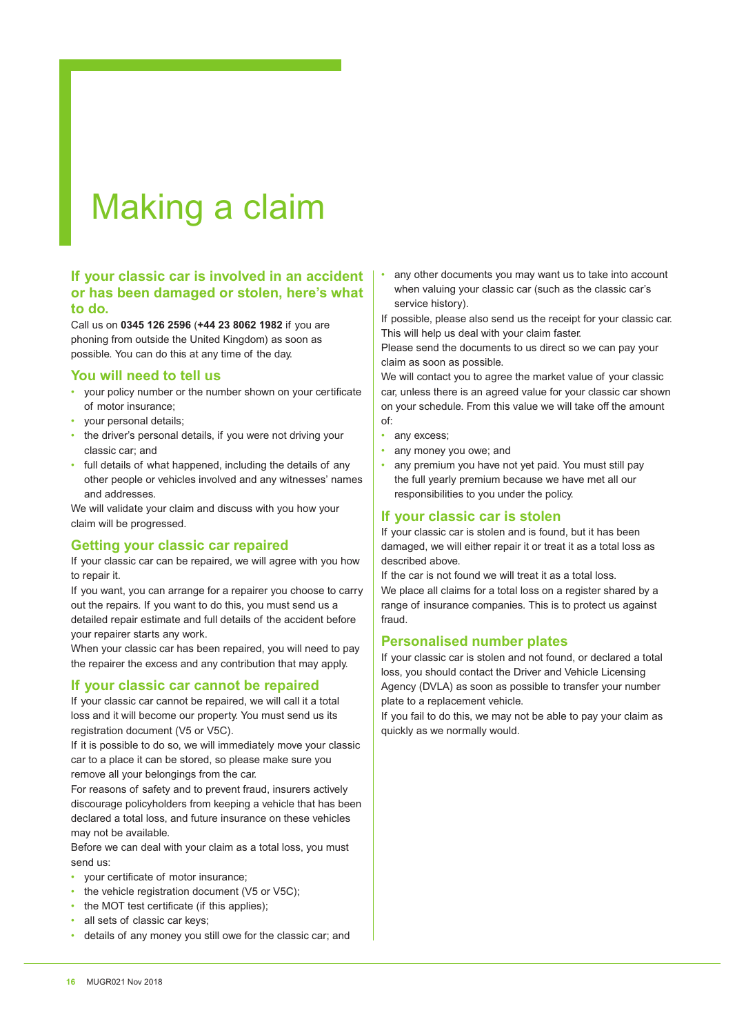# Making a claim

## If your classic car is involved in an accident or has been damaged or stolen, here's what to do.

Call us on **0345 126 2596** (**+44 23 8062 1982** if you are phoning from outside the United Kingdom) as soon as possible. You can do this at any time of the day.

### You will need to tell us

- your policy number or the number shown on your certificate of motor insurance;
- your personal details;
- the driver's personal details, if you were not driving your classic car; and
- full details of what happened, including the details of any other people or vehicles involved and any witnesses' names and addresses.

We will validate your claim and discuss with you how your claim will be progressed.

### Getting your classic car repaired

If your classic car can be repaired, we will agree with you how to repair it.

If you want, you can arrange for a repairer you choose to carry out the repairs. If you want to do this, you must send us a detailed repair estimate and full details of the accident before your repairer starts any work.

When your classic car has been repaired, you will need to pay the repairer the excess and any contribution that may apply.

### If your classic car cannot be repaired

If your classic car cannot be repaired, we will call it a total loss and it will become our property. You must send us its registration document (V5 or V5C).

If it is possible to do so, we will immediately move your classic car to a place it can be stored, so please make sure you remove all your belongings from the car.

For reasons of safety and to prevent fraud, insurers actively discourage policyholders from keeping a vehicle that has been declared a total loss, and future insurance on these vehicles may not be available.

Before we can deal with your claim as a total loss, you must send us:

- your certificate of motor insurance;
- the vehicle registration document (V5 or V5C);
- the MOT test certificate (if this applies);
- all sets of classic car keys;
- details of any money you still owe for the classic car; and
- any other documents you may want us to take into account when valuing your classic car (such as the classic car's service history).

If possible, please also send us the receipt for your classic car. This will help us deal with your claim faster.

Please send the documents to us direct so we can pay your claim as soon as possible.

We will contact you to agree the market value of your classic car, unless there is an agreed value for your classic car shown on your schedule. From this value we will take off the amount of:

- any excess;
- any money you owe; and
- any premium you have not yet paid. You must still pay the full yearly premium because we have met all our responsibilities to you under the policy.

### If your classic car is stolen

If your classic car is stolen and is found, but it has been damaged, we will either repair it or treat it as a total loss as described above.

If the car is not found we will treat it as a total loss.

We place all claims for a total loss on a register shared by a range of insurance companies. This is to protect us against fraud.

### Personalised number plates

If your classic car is stolen and not found, or declared a total loss, you should contact the Driver and Vehicle Licensing Agency (DVLA) as soon as possible to transfer your number plate to a replacement vehicle.

If you fail to do this, we may not be able to pay your claim as quickly as we normally would.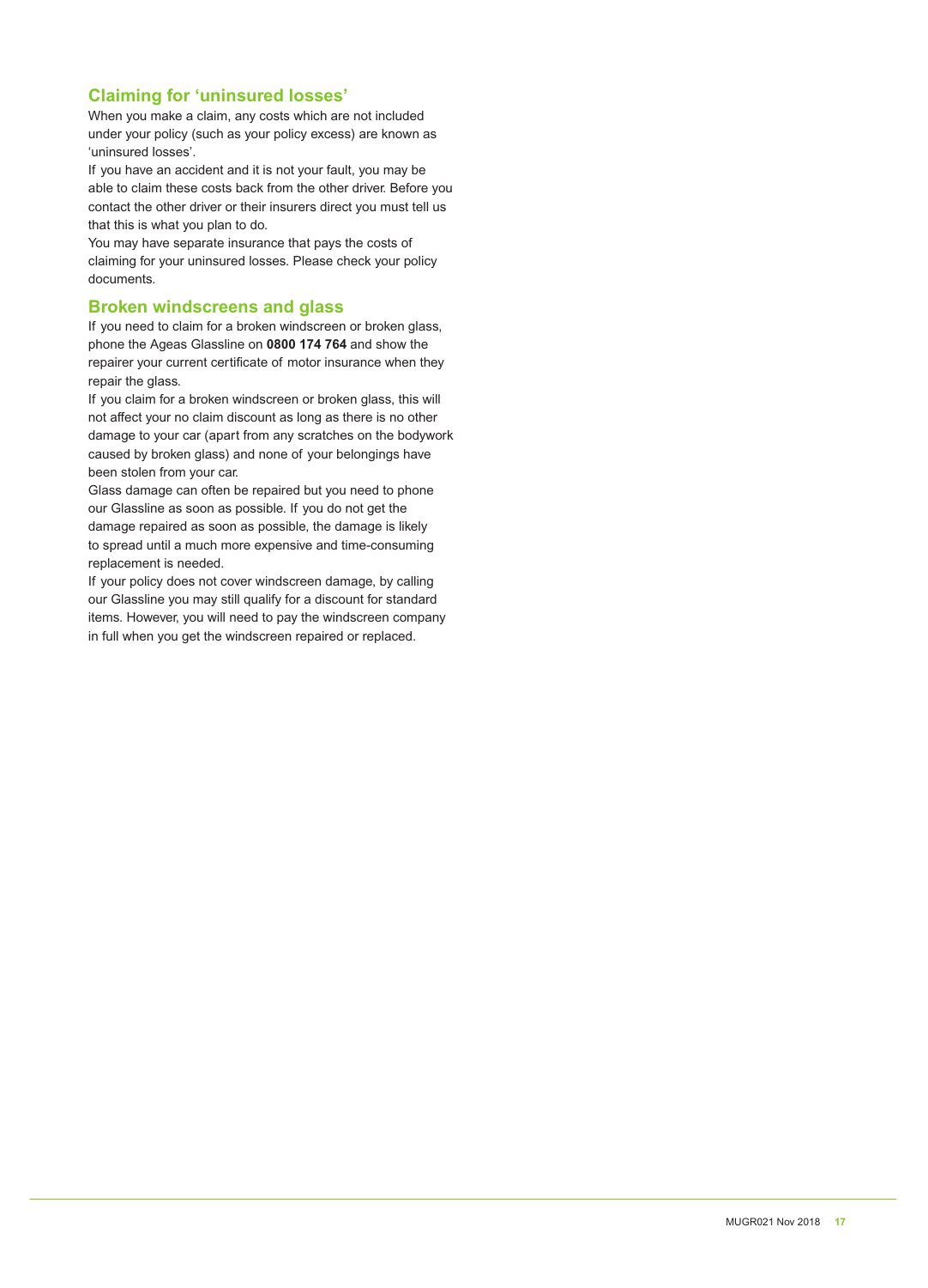## Claiming for 'uninsured losses'

When you make a claim, any costs which are not included under your policy (such as your policy excess) are known as 'uninsured losses'.

If you have an accident and it is not your fault, you may be able to claim these costs back from the other driver. Before you contact the other driver or their insurers direct you must tell us that this is what you plan to do.

You may have separate insurance that pays the costs of claiming for your uninsured losses. Please check your policy documents.

## Broken windscreens and glass

If you need to claim for a broken windscreen or broken glass, phone the Ageas Glassline on **0800 174 764** and show the repairer your current certificate of motor insurance when they repair the glass.

If you claim for a broken windscreen or broken glass, this will not affect your no claim discount as long as there is no other damage to your car (apart from any scratches on the bodywork caused by broken glass) and none of your belongings have been stolen from your car.

Glass damage can often be repaired but you need to phone our Glassline as soon as possible. If you do not get the damage repaired as soon as possible, the damage is likely to spread until a much more expensive and time-consuming replacement is needed.

If your policy does not cover windscreen damage, by calling our Glassline you may still qualify for a discount for standard items. However, you will need to pay the windscreen company in full when you get the windscreen repaired or replaced.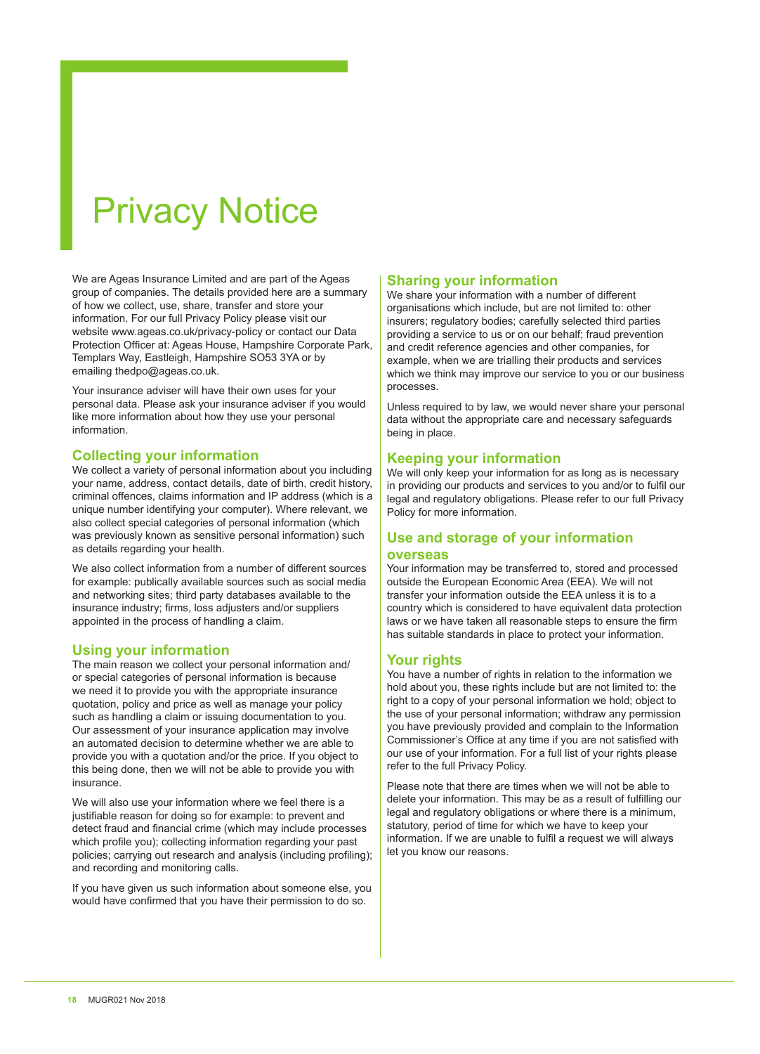# Privacy Notice

We are Ageas Insurance Limited and are part of the Ageas group of companies. The details provided here are a summary of how we collect, use, share, transfer and store your information. For our full Privacy Policy please visit our website www.ageas.co.uk/privacy-policy or contact our Data Protection Officer at: Ageas House, Hampshire Corporate Park, Templars Way, Eastleigh, Hampshire SO53 3YA or by emailing thedpo@ageas.co.uk.

Your insurance adviser will have their own uses for your personal data. Please ask your insurance adviser if you would like more information about how they use your personal information.

## Collecting your information

We collect a variety of personal information about you including your name, address, contact details, date of birth, credit history, criminal offences, claims information and IP address (which is a unique number identifying your computer). Where relevant, we also collect special categories of personal information (which was previously known as sensitive personal information) such as details regarding your health.

We also collect information from a number of different sources for example: publically available sources such as social media and networking sites; third party databases available to the insurance industry; firms, loss adjusters and/or suppliers appointed in the process of handling a claim.

## Using your information

The main reason we collect your personal information and/or special categories of personal information is because we need it to provide you with the appropriate insurance quotation, policy and price as well as manage your policy such as handling a claim or issuing documentation to you. Our assessment of your insurance application may involve an automated decision to determine whether we are able to provide you with a quotation and/or the price. If you object to this being done, then we will not be able to provide you with insurance.

We will also use your information where we feel there is a justifiable reason for doing so for example: to prevent and detect fraud and financial crime (which may include processes which profile you); collecting information regarding your past policies; carrying out research and analysis (including profiling); and recording and monitoring calls.

If you have given us such information about someone else, you would have confirmed that you have their permission to do so.

## Sharing your information

We share your information with a number of different organisations which include, but are not limited to: other insurers; regulatory bodies; carefully selected third parties providing a service to us or on our behalf; fraud prevention and credit reference agencies and other companies, for example, when we are trialling their products and services which we think may improve our service to you or our business processes.

Unless required to by law, we would never share your personal data without the appropriate care and necessary safeguards being in place.

## Keeping your information

We will only keep your information for as long as is necessary in providing our products and services to you and/or to fulfil our legal and regulatory obligations. Please refer to our full Privacy Policy for more information.

## Use and storage of your information overseas

Your information may be transferred to, stored and processed outside the European Economic Area (EEA). We will not transfer your information outside the EEA unless it is to a country which is considered to have equivalent data protection laws or we have taken all reasonable steps to ensure the firm has suitable standards in place to protect your information.

## Your rights

You have a number of rights in relation to the information we hold about you, these rights include but are not limited to: the right to a copy of your personal information we hold; object to the use of your personal information; withdraw any permission you have previously provided and complain to the Information Commissioner's Office at any time if you are not satisfied with our use of your information. For a full list of your rights please refer to the full Privacy Policy.

Please note that there are times when we will not be able to delete your information. This may be as a result of fulfilling our legal and regulatory obligations or where there is a minimum, statutory, period of time for which we have to keep your information. If we are unable to fulfil a request we will always let you know our reasons.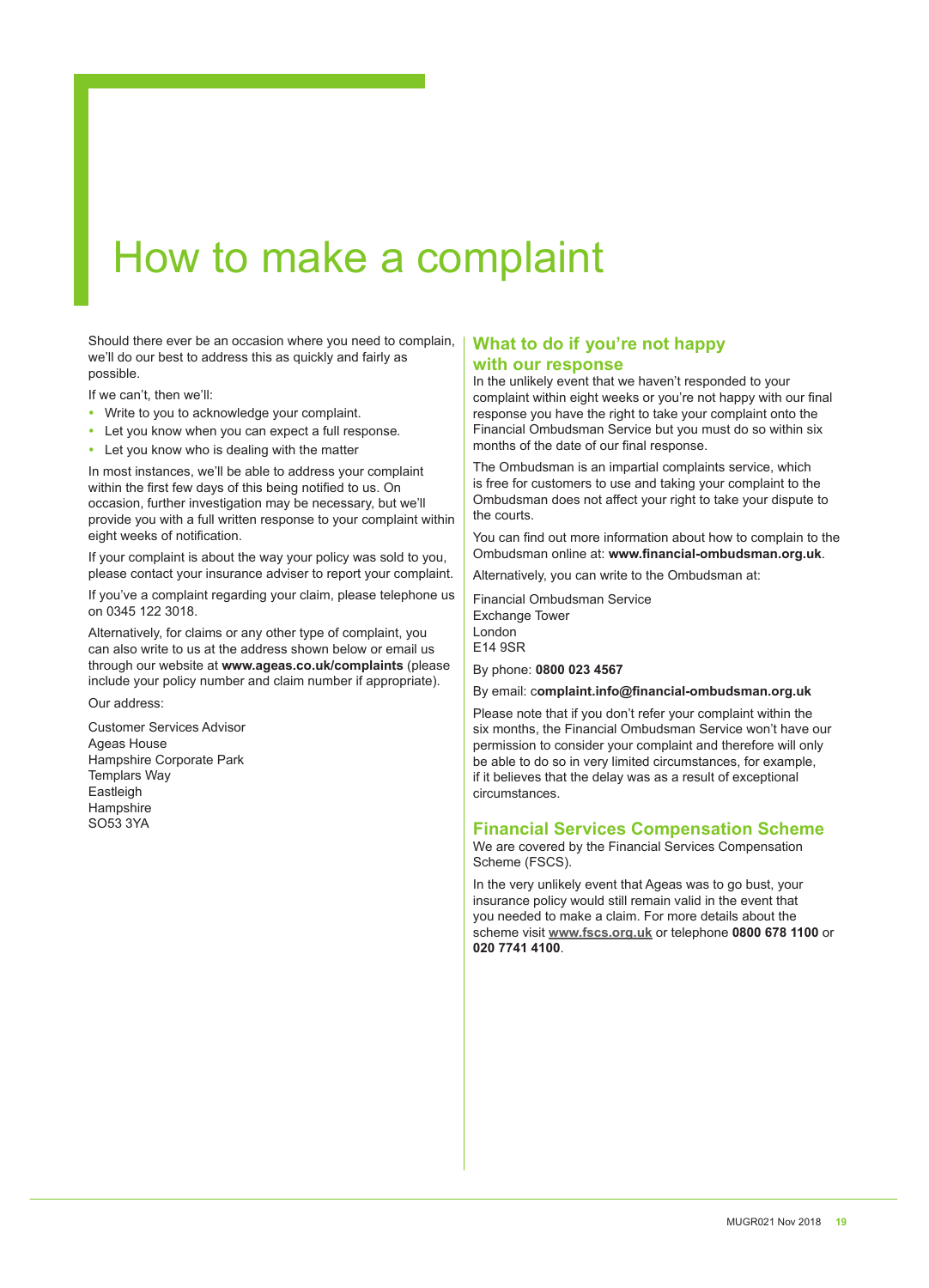# How to make a complaint

Should there ever be an occasion where you need to complain, we'll do our best to address this as quickly and fairly as possible.

If we can't, then we'll:

- Write to you to acknowledge your complaint.
- Let you know when you can expect a full response.
- Let you know who is dealing with the matter

In most instances, we'll be able to address your complaint within the first few days of this being notified to us. On occasion, further investigation may be necessary, but we'll provide you with a full written response to your complaint within eight weeks of notification.

If your complaint is about the way your policy was sold to you, please contact your insurance adviser to report your complaint.

If you've a complaint regarding your claim, please telephone us on 0345 122 3018.

Alternatively, for claims or any other type of complaint, you can also write to us at the address shown below or email us through our website at **www.ageas.co.uk/complaints** (please include your policy number and claim number if appropriate).

Our address:

Customer Services Advisor
Ageas House
Hampshire Corporate Park
Templars Way
Eastleigh
Hampshire
SO53 3YA

## What to do if you're not happy with our response

In the unlikely event that we haven't responded to your complaint within eight weeks or you're not happy with our final response you have the right to take your complaint onto the Financial Ombudsman Service but you must do so within six months of the date of our final response.

The Ombudsman is an impartial complaints service, which is free for customers to use and taking your complaint to the Ombudsman does not affect your right to take your dispute to the courts.

You can find out more information about how to complain to the Ombudsman online at: **www.financial-ombudsman.org.uk**.

Alternatively, you can write to the Ombudsman at:

Financial Ombudsman Service
Exchange Tower
London
E14 9SR

By phone: **0800 023 4567**

By email: c**omplaint.info@financial-ombudsman.org.uk**

Please note that if you don't refer your complaint within the six months, the Financial Ombudsman Service won't have our permission to consider your complaint and therefore will only be able to do so in very limited circumstances, for example, if it believes that the delay was as a result of exceptional circumstances.

## Financial Services Compensation Scheme

We are covered by the Financial Services Compensation Scheme (FSCS).

In the very unlikely event that Ageas was to go bust, your insurance policy would still remain valid in the event that you needed to make a claim. For more details about the scheme visit **www.fscs.org.uk** or telephone **0800 678 1100** or **020 7741 4100**.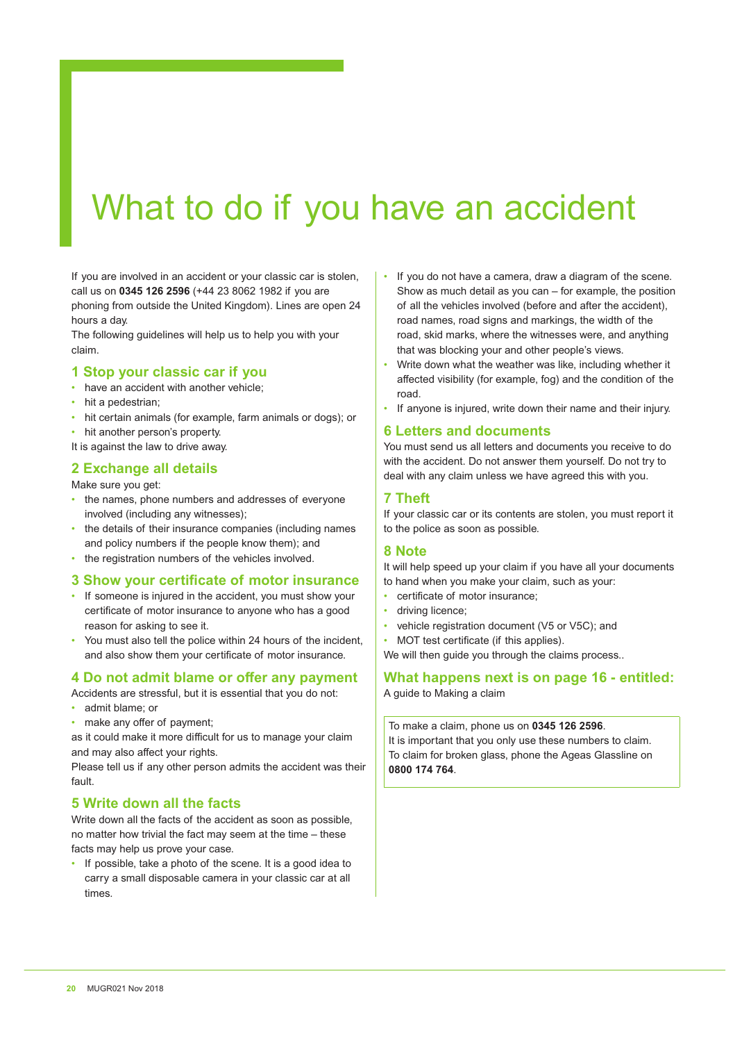# What to do if you have an accident

If you are involved in an accident or your classic car is stolen, call us on **0345 126 2596** (+44 23 8062 1982 if you are phoning from outside the United Kingdom). Lines are open 24 hours a day.

The following guidelines will help us to help you with your claim.

## 1 Stop your classic car if you

- have an accident with another vehicle;
- hit a pedestrian;
- hit certain animals (for example, farm animals or dogs); or
- hit another person's property.

It is against the law to drive away.

## 2 Exchange all details

Make sure you get:

- the names, phone numbers and addresses of everyone involved (including any witnesses);
- the details of their insurance companies (including names and policy numbers if the people know them); and
- the registration numbers of the vehicles involved.

## 3 Show your certificate of motor insurance

- If someone is injured in the accident, you must show your certificate of motor insurance to anyone who has a good reason for asking to see it.
- You must also tell the police within 24 hours of the incident, and also show them your certificate of motor insurance.

## 4 Do not admit blame or offer any payment

Accidents are stressful, but it is essential that you do not:

- admit blame; or
- make any offer of payment;

as it could make it more difficult for us to manage your claim and may also affect your rights.

Please tell us if any other person admits the accident was their fault.

## 5 Write down all the facts

Write down all the facts of the accident as soon as possible, no matter how trivial the fact may seem at the time – these facts may help us prove your case.

- If possible, take a photo of the scene. It is a good idea to carry a small disposable camera in your classic car at all times.
- If you do not have a camera, draw a diagram of the scene. Show as much detail as you can – for example, the position of all the vehicles involved (before and after the accident), road names, road signs and markings, the width of the road, skid marks, where the witnesses were, and anything that was blocking your and other people's views.
- Write down what the weather was like, including whether it affected visibility (for example, fog) and the condition of the road.
- If anyone is injured, write down their name and their injury.

## 6 Letters and documents

You must send us all letters and documents you receive to do with the accident. Do not answer them yourself. Do not try to deal with any claim unless we have agreed this with you.

## 7 Theft

If your classic car or its contents are stolen, you must report it to the police as soon as possible.

## 8 Note

It will help speed up your claim if you have all your documents to hand when you make your claim, such as your:

- certificate of motor insurance;
- driving licence;
- vehicle registration document (V5 or V5C); and
- MOT test certificate (if this applies).

We will then guide you through the claims process..

## What happens next is on page 16 - entitled:

A guide to Making a claim

To make a claim, phone us on **0345 126 2596**.
It is important that you only use these numbers to claim.
To claim for broken glass, phone the Ageas Glassline on **0800 174 764**.

MUGR021 Nov 2018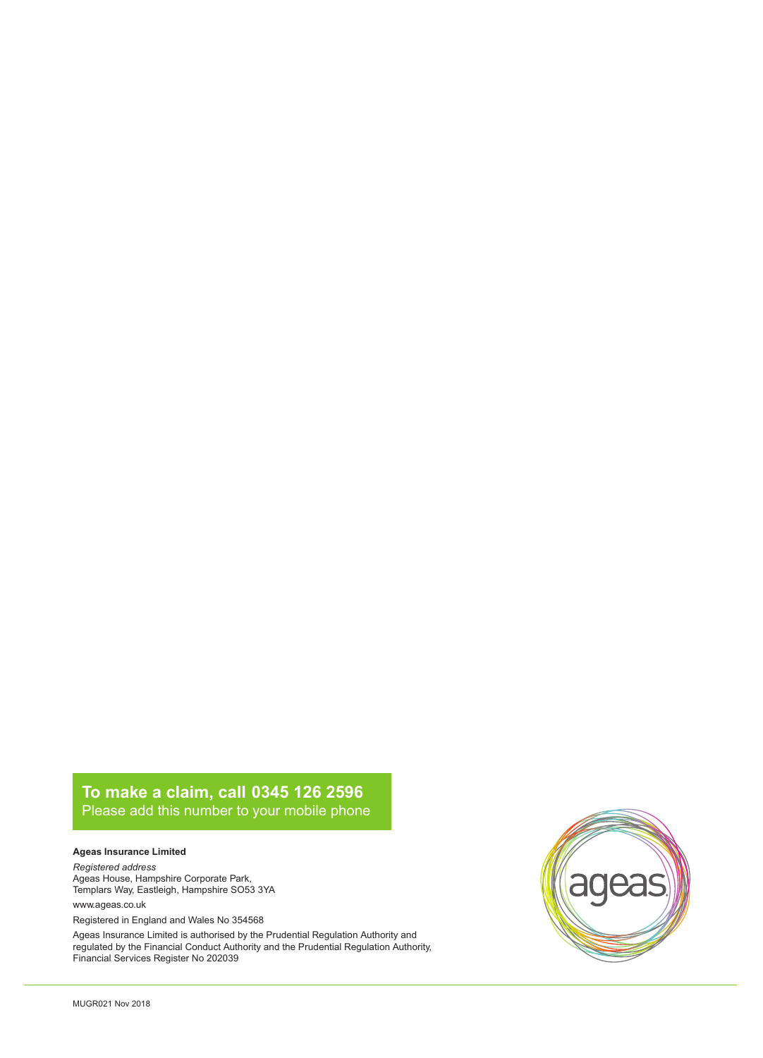**To make a claim, call 0345 126 2596**
Please add this number to your mobile phone

**Ageas Insurance Limited**

*Registered address*
Ageas House, Hampshire Corporate Park,
Templars Way, Eastleigh, Hampshire SO53 3YA

www.ageas.co.uk

Registered in England and Wales No 354568

Ageas Insurance Limited is authorised by the Prudential Regulation Authority and regulated by the Financial Conduct Authority and the Prudential Regulation Authority, Financial Services Register No 202039

MUGR021 Nov 2018